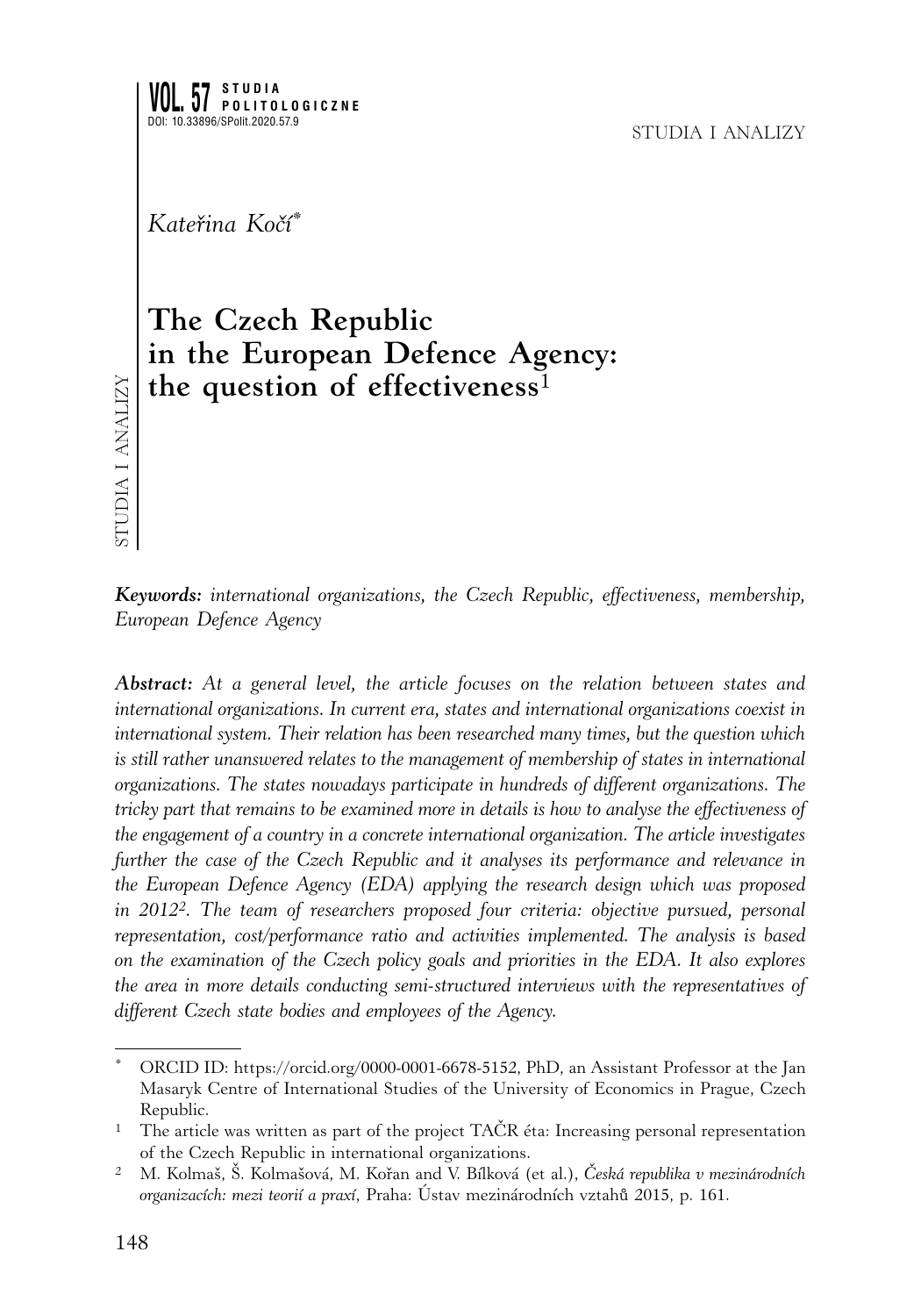*Kateřina Kočí*[*]

# The Czech Republic in the European Defence Agency: the question of effectiveness[1]

***Keywords:*** *international organizations, the Czech Republic, effectiveness, membership, European Defence Agency*

***Abstract:*** *At a general level, the article focuses on the relation between states and international organizations. In current era, states and international organizations coexist in international system. Their relation has been researched many times, but the question which is still rather unanswered relates to the management of membership of states in international organizations. The states nowadays participate in hundreds of different organizations. The tricky part that remains to be examined more in details is how to analyse the effectiveness of the engagement of a country in a concrete international organization. The article investigates further the case of the Czech Republic and it analyses its performance and relevance in the European Defence Agency (EDA) applying the research design which was proposed in 2012*[2]*. The team of researchers proposed four criteria: objective pursued, personal representation, cost/performance ratio and activities implemented. The analysis is based on the examination of the Czech policy goals and priorities in the EDA. It also explores the area in more details conducting semi-structured interviews with the representatives of different Czech state bodies and employees of the Agency.*

---

[*] ORCID ID: https://orcid.org/0000-0001-6678-5152, PhD, an Assistant Professor at the Jan Masaryk Centre of International Studies of the University of Economics in Prague, Czech Republic.

[1] The article was written as part of the project TAČR éta: Increasing personal representation of the Czech Republic in international organizations.

[2] M. Kolmaš, Š. Kolmašová, M. Kořan and V. Bílková (et al.), *Česká republika v mezinárodních organizacích: mezi teorií a praxí*, Praha: Ústav mezinárodních vztahů 2015, p. 161.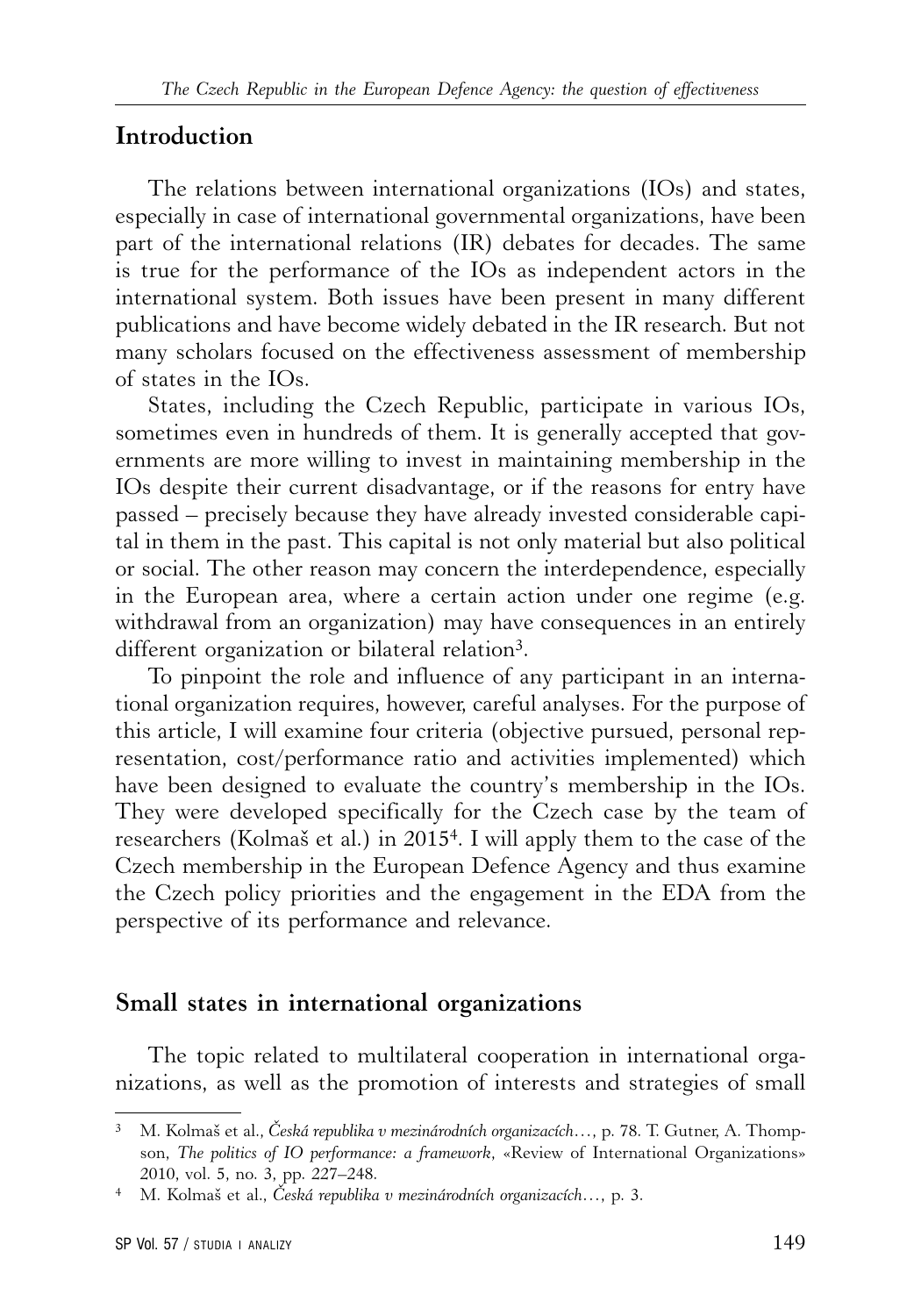## Introduction

The relations between international organizations (IOs) and states, especially in case of international governmental organizations, have been part of the international relations (IR) debates for decades. The same is true for the performance of the IOs as independent actors in the international system. Both issues have been present in many different publications and have become widely debated in the IR research. But not many scholars focused on the effectiveness assessment of membership of states in the IOs.

States, including the Czech Republic, participate in various IOs, sometimes even in hundreds of them. It is generally accepted that governments are more willing to invest in maintaining membership in the IOs despite their current disadvantage, or if the reasons for entry have passed – precisely because they have already invested considerable capital in them in the past. This capital is not only material but also political or social. The other reason may concern the interdependence, especially in the European area, where a certain action under one regime (e.g. withdrawal from an organization) may have consequences in an entirely different organization or bilateral relation[3].

To pinpoint the role and influence of any participant in an international organization requires, however, careful analyses. For the purpose of this article, I will examine four criteria (objective pursued, personal representation, cost/performance ratio and activities implemented) which have been designed to evaluate the country's membership in the IOs. They were developed specifically for the Czech case by the team of researchers (Kolmaš et al.) in 2015[4]. I will apply them to the case of the Czech membership in the European Defence Agency and thus examine the Czech policy priorities and the engagement in the EDA from the perspective of its performance and relevance.

## Small states in international organizations

The topic related to multilateral cooperation in international organizations, as well as the promotion of interests and strategies of small

---

[3] M. Kolmaš et al., *Česká republika v mezinárodních organizacích…*, p. 78. T. Gutner, A. Thompson, *The politics of IO performance: a framework*, «Review of International Organizations» 2010, vol. 5, no. 3, pp. 227–248.

[4] M. Kolmaš et al., *Česká republika v mezinárodních organizacích…*, p. 3.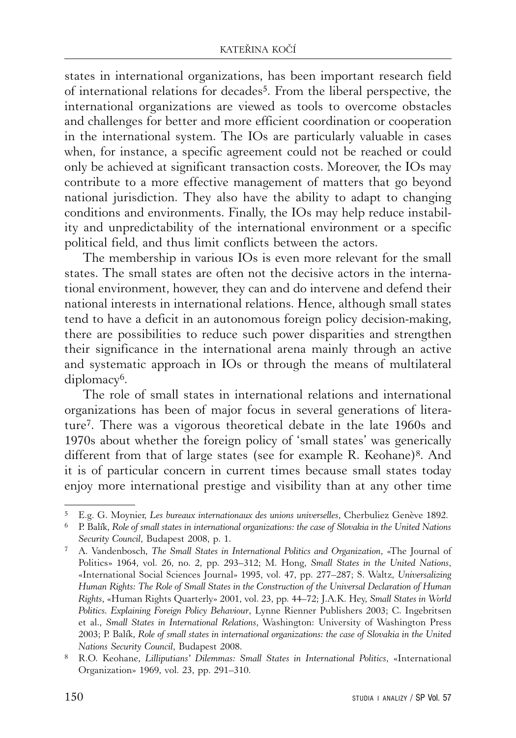states in international organizations, has been important research field of international relations for decades[5]. From the liberal perspective, the international organizations are viewed as tools to overcome obstacles and challenges for better and more efficient coordination or cooperation in the international system. The IOs are particularly valuable in cases when, for instance, a specific agreement could not be reached or could only be achieved at significant transaction costs. Moreover, the IOs may contribute to a more effective management of matters that go beyond national jurisdiction. They also have the ability to adapt to changing conditions and environments. Finally, the IOs may help reduce instability and unpredictability of the international environment or a specific political field, and thus limit conflicts between the actors.

The membership in various IOs is even more relevant for the small states. The small states are often not the decisive actors in the international environment, however, they can and do intervene and defend their national interests in international relations. Hence, although small states tend to have a deficit in an autonomous foreign policy decision-making, there are possibilities to reduce such power disparities and strengthen their significance in the international arena mainly through an active and systematic approach in IOs or through the means of multilateral diplomacy[6].

The role of small states in international relations and international organizations has been of major focus in several generations of literature[7]. There was a vigorous theoretical debate in the late 1960s and 1970s about whether the foreign policy of 'small states' was generically different from that of large states (see for example R. Keohane)[8]. And it is of particular concern in current times because small states today enjoy more international prestige and visibility than at any other time

---

[5] E.g. G. Moynier, *Les bureaux internationaux des unions universelles*, Cherbuliez Genève 1892.

[6] P. Balík, *Role of small states in international organizations: the case of Slovakia in the United Nations Security Council*, Budapest 2008, p. 1.

[7] A. Vandenbosch, *The Small States in International Politics and Organization*, «The Journal of Politics» 1964, vol. 26, no. 2, pp. 293–312; M. Hong, *Small States in the United Nations*, «International Social Sciences Journal» 1995, vol. 47, pp. 277–287; S. Waltz, *Universalizing Human Rights: The Role of Small States in the Construction of the Universal Declaration of Human Rights*, «Human Rights Quarterly» 2001, vol. 23, pp. 44–72; J.A.K. Hey, *Small States in World Politics. Explaining Foreign Policy Behaviour*, Lynne Rienner Publishers 2003; C. Ingebritsen et al., *Small States in International Relations*, Washington: University of Washington Press 2003; P. Balík, *Role of small states in international organizations: the case of Slovakia in the United Nations Security Council*, Budapest 2008.

[8] R.O. Keohane, *Lilliputians' Dilemmas: Small States in International Politics*, «International Organization» 1969, vol. 23, pp. 291–310.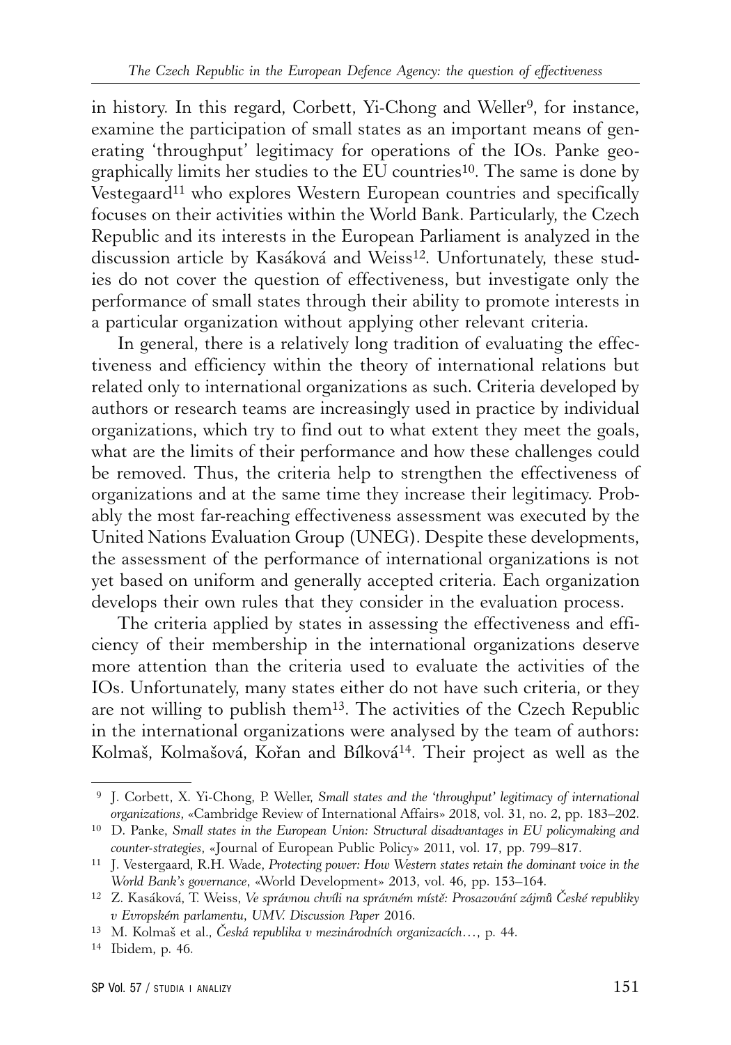in history. In this regard, Corbett, Yi-Chong and Weller[9], for instance, examine the participation of small states as an important means of generating 'throughput' legitimacy for operations of the IOs. Panke geographically limits her studies to the EU countries[10]. The same is done by Vestegaard[11] who explores Western European countries and specifically focuses on their activities within the World Bank. Particularly, the Czech Republic and its interests in the European Parliament is analyzed in the discussion article by Kasáková and Weiss[12]. Unfortunately, these studies do not cover the question of effectiveness, but investigate only the performance of small states through their ability to promote interests in a particular organization without applying other relevant criteria.

In general, there is a relatively long tradition of evaluating the effectiveness and efficiency within the theory of international relations but related only to international organizations as such. Criteria developed by authors or research teams are increasingly used in practice by individual organizations, which try to find out to what extent they meet the goals, what are the limits of their performance and how these challenges could be removed. Thus, the criteria help to strengthen the effectiveness of organizations and at the same time they increase their legitimacy. Probably the most far-reaching effectiveness assessment was executed by the United Nations Evaluation Group (UNEG). Despite these developments, the assessment of the performance of international organizations is not yet based on uniform and generally accepted criteria. Each organization develops their own rules that they consider in the evaluation process.

The criteria applied by states in assessing the effectiveness and efficiency of their membership in the international organizations deserve more attention than the criteria used to evaluate the activities of the IOs. Unfortunately, many states either do not have such criteria, or they are not willing to publish them[13]. The activities of the Czech Republic in the international organizations were analysed by the team of authors: Kolmaš, Kolmašová, Kořan and Bílková[14]. Their project as well as the

---

[9] J. Corbett, X. Yi-Chong, P. Weller, *Small states and the 'throughput' legitimacy of international organizations*, «Cambridge Review of International Affairs» 2018, vol. 31, no. 2, pp. 183–202.

[10] D. Panke, *Small states in the European Union: Structural disadvantages in EU policymaking and counter-strategies*, «Journal of European Public Policy» 2011, vol. 17, pp. 799–817.

[11] J. Vestergaard, R.H. Wade, *Protecting power: How Western states retain the dominant voice in the World Bank's governance*, «World Development» 2013, vol. 46, pp. 153–164.

[12] Z. Kasáková, T. Weiss, *Ve správnou chvíli na správném místě: Prosazování zájmů České republiky v Evropském parlamentu, UMV. Discussion Paper* 2016.

[13] M. Kolmaš et al., *Česká republika v mezinárodních organizacích…*, p. 44.

[14] Ibidem, p. 46.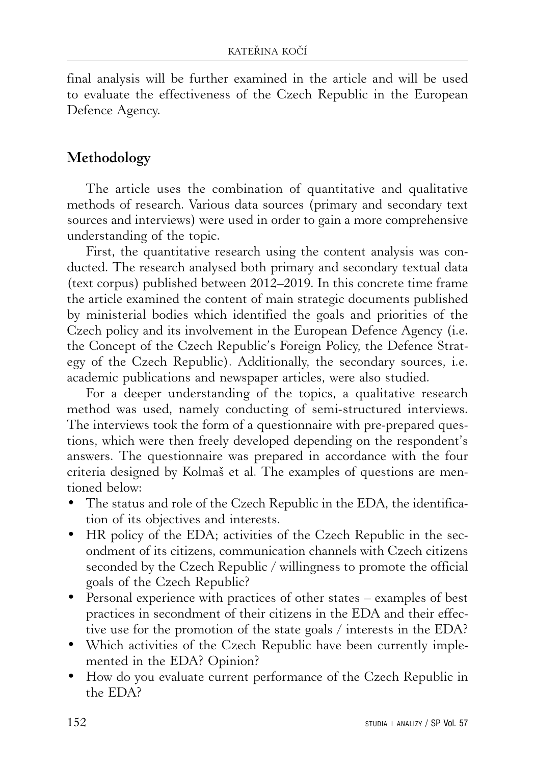final analysis will be further examined in the article and will be used to evaluate the effectiveness of the Czech Republic in the European Defence Agency.

## Methodology

The article uses the combination of quantitative and qualitative methods of research. Various data sources (primary and secondary text sources and interviews) were used in order to gain a more comprehensive understanding of the topic.

First, the quantitative research using the content analysis was conducted. The research analysed both primary and secondary textual data (text corpus) published between 2012–2019. In this concrete time frame the article examined the content of main strategic documents published by ministerial bodies which identified the goals and priorities of the Czech policy and its involvement in the European Defence Agency (i.e. the Concept of the Czech Republic's Foreign Policy, the Defence Strategy of the Czech Republic). Additionally, the secondary sources, i.e. academic publications and newspaper articles, were also studied.

For a deeper understanding of the topics, a qualitative research method was used, namely conducting of semi-structured interviews. The interviews took the form of a questionnaire with pre-prepared questions, which were then freely developed depending on the respondent's answers. The questionnaire was prepared in accordance with the four criteria designed by Kolmaš et al. The examples of questions are mentioned below:

- The status and role of the Czech Republic in the EDA, the identification of its objectives and interests.
- HR policy of the EDA; activities of the Czech Republic in the secondment of its citizens, communication channels with Czech citizens seconded by the Czech Republic / willingness to promote the official goals of the Czech Republic?
- Personal experience with practices of other states – examples of best practices in secondment of their citizens in the EDA and their effective use for the promotion of the state goals / interests in the EDA?
- Which activities of the Czech Republic have been currently implemented in the EDA? Opinion?
- How do you evaluate current performance of the Czech Republic in the EDA?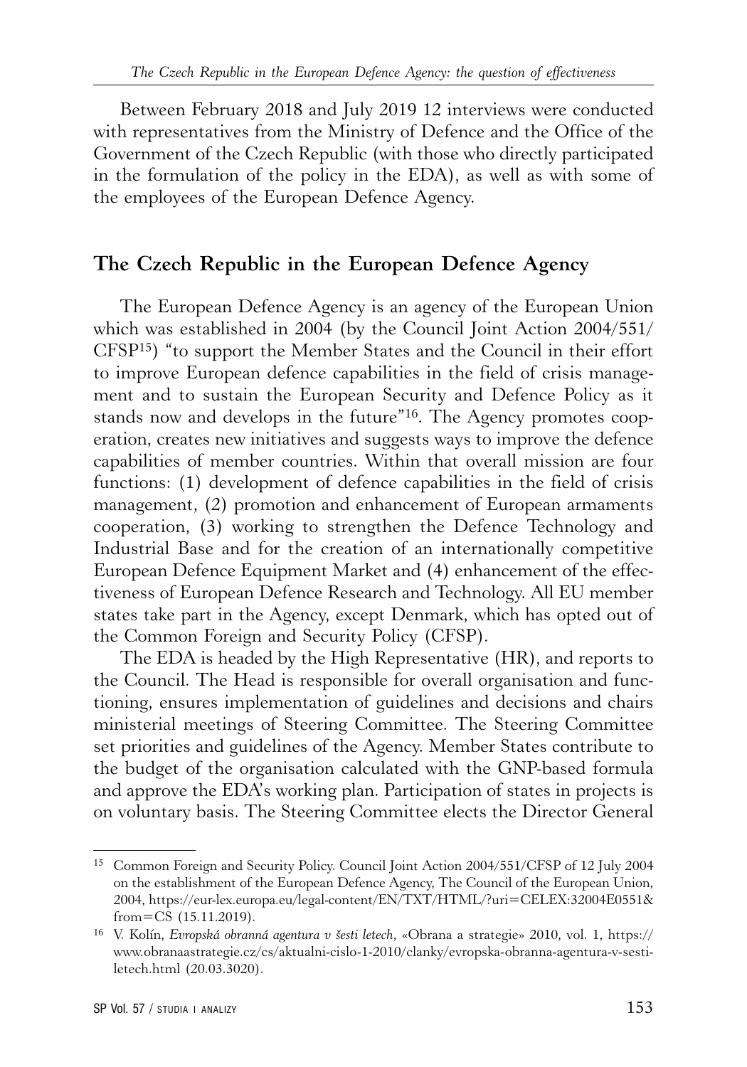Between February 2018 and July 2019 12 interviews were conducted with representatives from the Ministry of Defence and the Office of the Government of the Czech Republic (with those who directly participated in the formulation of the policy in the EDA), as well as with some of the employees of the European Defence Agency.

## The Czech Republic in the European Defence Agency

The European Defence Agency is an agency of the European Union which was established in 2004 (by the Council Joint Action 2004/551/CFSP[15]) "to support the Member States and the Council in their effort to improve European defence capabilities in the field of crisis management and to sustain the European Security and Defence Policy as it stands now and develops in the future"[16]. The Agency promotes cooperation, creates new initiatives and suggests ways to improve the defence capabilities of member countries. Within that overall mission are four functions: (1) development of defence capabilities in the field of crisis management, (2) promotion and enhancement of European armaments cooperation, (3) working to strengthen the Defence Technology and Industrial Base and for the creation of an internationally competitive European Defence Equipment Market and (4) enhancement of the effectiveness of European Defence Research and Technology. All EU member states take part in the Agency, except Denmark, which has opted out of the Common Foreign and Security Policy (CFSP).

The EDA is headed by the High Representative (HR), and reports to the Council. The Head is responsible for overall organisation and functioning, ensures implementation of guidelines and decisions and chairs ministerial meetings of Steering Committee. The Steering Committee set priorities and guidelines of the Agency. Member States contribute to the budget of the organisation calculated with the GNP-based formula and approve the EDA's working plan. Participation of states in projects is on voluntary basis. The Steering Committee elects the Director General

---

[15] Common Foreign and Security Policy. Council Joint Action 2004/551/CFSP of 12 July 2004 on the establishment of the European Defence Agency, The Council of the European Union, 2004, https://eur-lex.europa.eu/legal-content/EN/TXT/HTML/?uri=CELEX:32004E0551&from=CS (15.11.2019).

[16] V. Kolín, *Evropská obranná agentura v šesti letech*, «Obrana a strategie» 2010, vol. 1, https://www.obranaastrategie.cz/cs/aktualni-cislo-1-2010/clanky/evropska-obranna-agentura-v-sesti-letech.html (20.03.3020).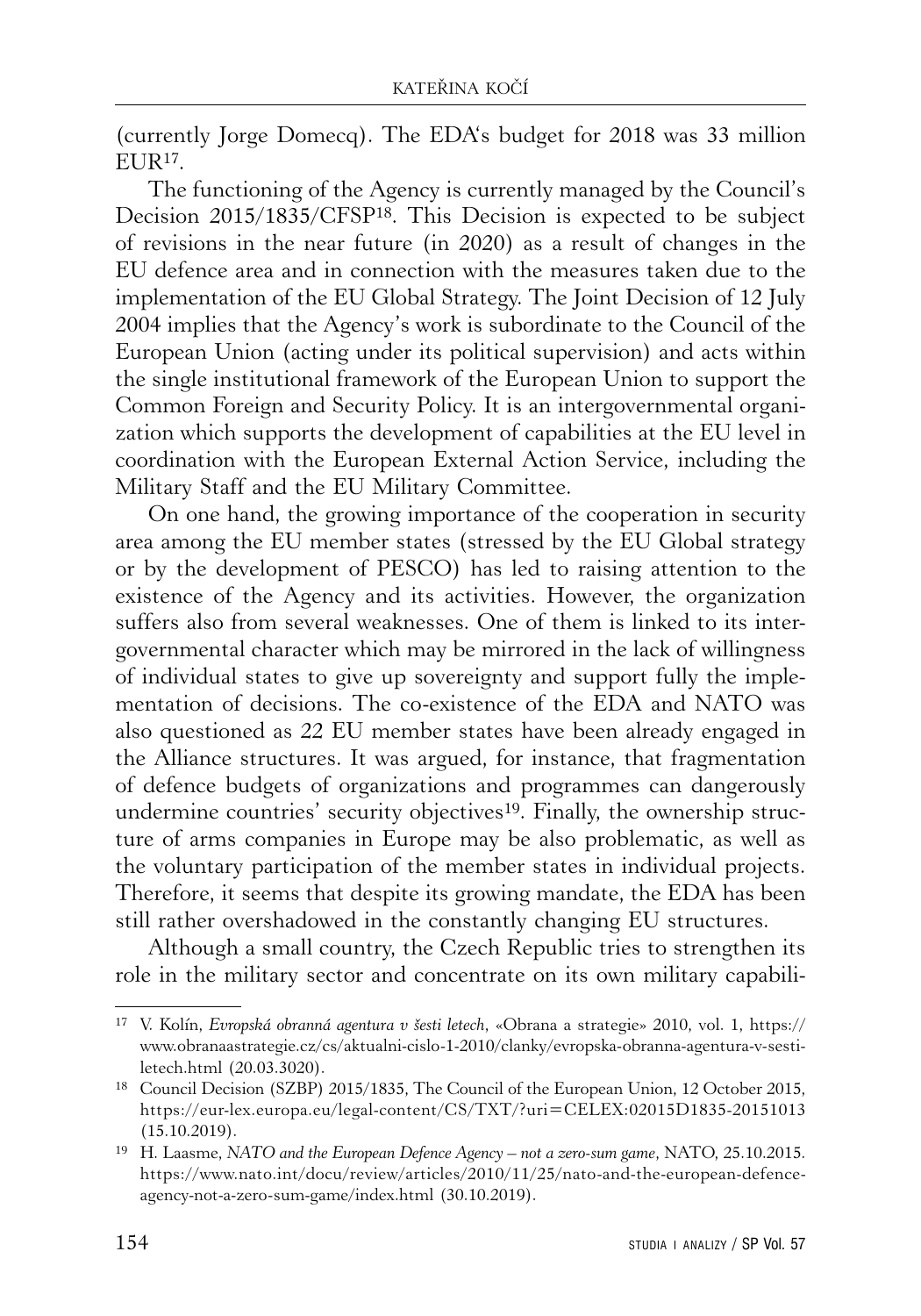(currently Jorge Domecq). The EDA's budget for 2018 was 33 million EUR[17].

The functioning of the Agency is currently managed by the Council's Decision 2015/1835/CFSP[18]. This Decision is expected to be subject of revisions in the near future (in 2020) as a result of changes in the EU defence area and in connection with the measures taken due to the implementation of the EU Global Strategy. The Joint Decision of 12 July 2004 implies that the Agency's work is subordinate to the Council of the European Union (acting under its political supervision) and acts within the single institutional framework of the European Union to support the Common Foreign and Security Policy. It is an intergovernmental organization which supports the development of capabilities at the EU level in coordination with the European External Action Service, including the Military Staff and the EU Military Committee.

On one hand, the growing importance of the cooperation in security area among the EU member states (stressed by the EU Global strategy or by the development of PESCO) has led to raising attention to the existence of the Agency and its activities. However, the organization suffers also from several weaknesses. One of them is linked to its intergovernmental character which may be mirrored in the lack of willingness of individual states to give up sovereignty and support fully the implementation of decisions. The co-existence of the EDA and NATO was also questioned as 22 EU member states have been already engaged in the Alliance structures. It was argued, for instance, that fragmentation of defence budgets of organizations and programmes can dangerously undermine countries' security objectives[19]. Finally, the ownership structure of arms companies in Europe may be also problematic, as well as the voluntary participation of the member states in individual projects. Therefore, it seems that despite its growing mandate, the EDA has been still rather overshadowed in the constantly changing EU structures.

Although a small country, the Czech Republic tries to strengthen its role in the military sector and concentrate on its own military capabili-

---

[17] V. Kolín, *Evropská obranná agentura v šesti letech*, «Obrana a strategie» 2010, vol. 1, https://www.obranaastrategie.cz/cs/aktualni-cislo-1-2010/clanky/evropska-obranna-agentura-v-sesti-letech.html (20.03.3020).

[18] Council Decision (SZBP) 2015/1835, The Council of the European Union, 12 October 2015, https://eur-lex.europa.eu/legal-content/CS/TXT/?uri=CELEX:02015D1835-20151013 (15.10.2019).

[19] H. Laasme, *NATO and the European Defence Agency – not a zero-sum game*, NATO, 25.10.2015. https://www.nato.int/docu/review/articles/2010/11/25/nato-and-the-european-defence-agency-not-a-zero-sum-game/index.html (30.10.2019).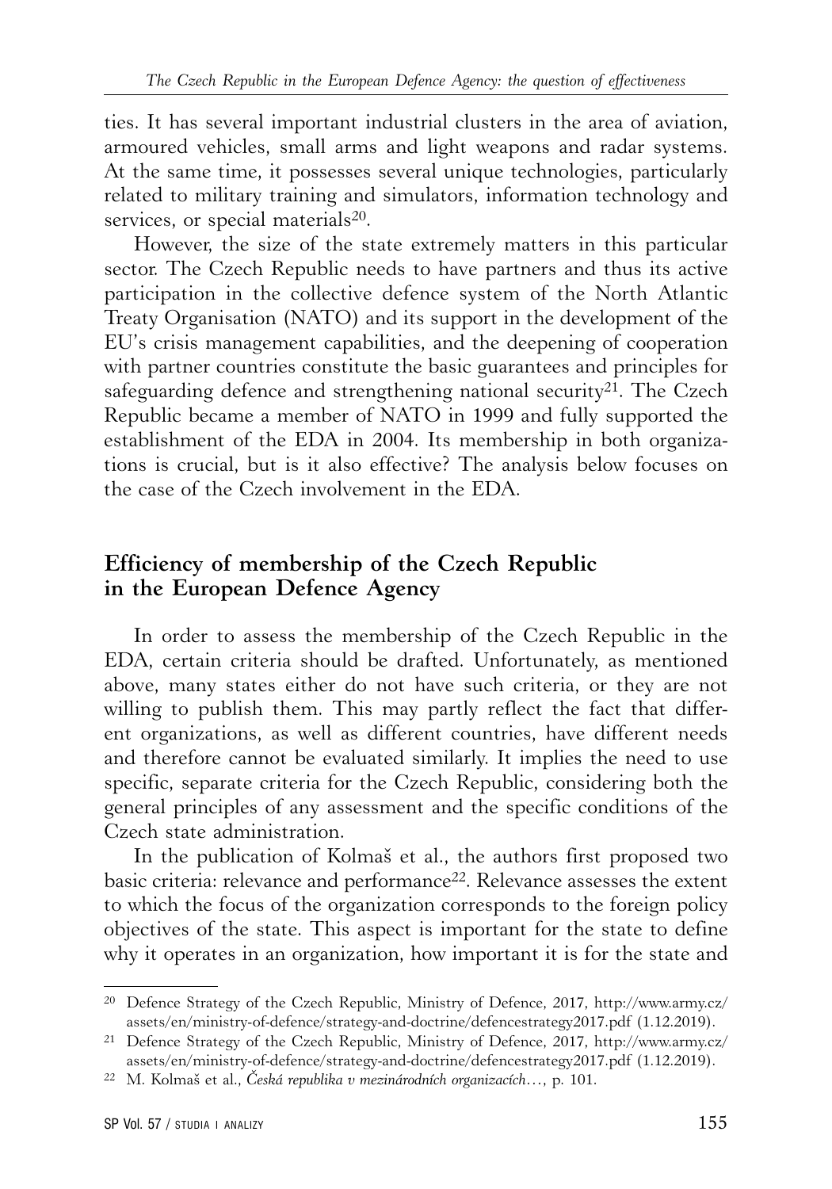ties. It has several important industrial clusters in the area of aviation, armoured vehicles, small arms and light weapons and radar systems. At the same time, it possesses several unique technologies, particularly related to military training and simulators, information technology and services, or special materials[20].

However, the size of the state extremely matters in this particular sector. The Czech Republic needs to have partners and thus its active participation in the collective defence system of the North Atlantic Treaty Organisation (NATO) and its support in the development of the EU's crisis management capabilities, and the deepening of cooperation with partner countries constitute the basic guarantees and principles for safeguarding defence and strengthening national security[21]. The Czech Republic became a member of NATO in 1999 and fully supported the establishment of the EDA in 2004. Its membership in both organizations is crucial, but is it also effective? The analysis below focuses on the case of the Czech involvement in the EDA.

## Efficiency of membership of the Czech Republic in the European Defence Agency

In order to assess the membership of the Czech Republic in the EDA, certain criteria should be drafted. Unfortunately, as mentioned above, many states either do not have such criteria, or they are not willing to publish them. This may partly reflect the fact that different organizations, as well as different countries, have different needs and therefore cannot be evaluated similarly. It implies the need to use specific, separate criteria for the Czech Republic, considering both the general principles of any assessment and the specific conditions of the Czech state administration.

In the publication of Kolmaš et al., the authors first proposed two basic criteria: relevance and performance[22]. Relevance assesses the extent to which the focus of the organization corresponds to the foreign policy objectives of the state. This aspect is important for the state to define why it operates in an organization, how important it is for the state and

---

[20] Defence Strategy of the Czech Republic, Ministry of Defence, 2017, http://www.army.cz/assets/en/ministry-of-defence/strategy-and-doctrine/defencestrategy2017.pdf (1.12.2019).

[21] Defence Strategy of the Czech Republic, Ministry of Defence, 2017, http://www.army.cz/assets/en/ministry-of-defence/strategy-and-doctrine/defencestrategy2017.pdf (1.12.2019).

[22] M. Kolmaš et al., *Česká republika v mezinárodních organizacích…*, p. 101.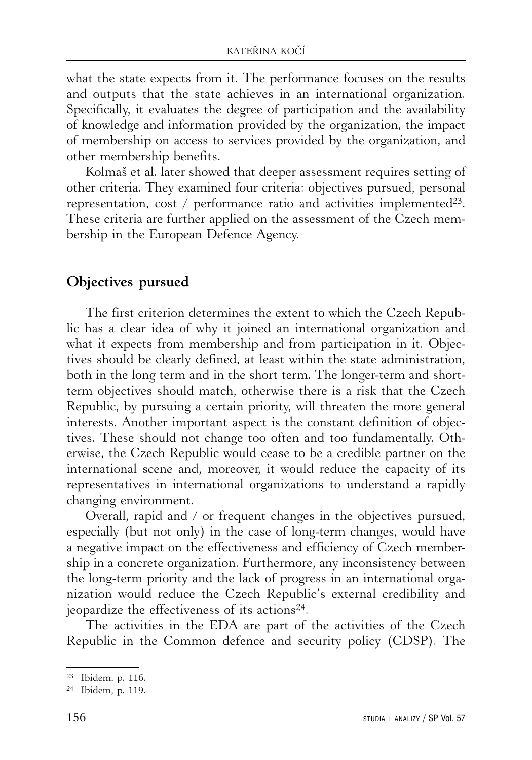what the state expects from it. The performance focuses on the results and outputs that the state achieves in an international organization. Specifically, it evaluates the degree of participation and the availability of knowledge and information provided by the organization, the impact of membership on access to services provided by the organization, and other membership benefits.

Kolmaš et al. later showed that deeper assessment requires setting of other criteria. They examined four criteria: objectives pursued, personal representation, cost / performance ratio and activities implemented[23]. These criteria are further applied on the assessment of the Czech membership in the European Defence Agency.

## Objectives pursued

The first criterion determines the extent to which the Czech Republic has a clear idea of why it joined an international organization and what it expects from membership and from participation in it. Objectives should be clearly defined, at least within the state administration, both in the long term and in the short term. The longer-term and short-term objectives should match, otherwise there is a risk that the Czech Republic, by pursuing a certain priority, will threaten the more general interests. Another important aspect is the constant definition of objectives. These should not change too often and too fundamentally. Otherwise, the Czech Republic would cease to be a credible partner on the international scene and, moreover, it would reduce the capacity of its representatives in international organizations to understand a rapidly changing environment.

Overall, rapid and / or frequent changes in the objectives pursued, especially (but not only) in the case of long-term changes, would have a negative impact on the effectiveness and efficiency of Czech membership in a concrete organization. Furthermore, any inconsistency between the long-term priority and the lack of progress in an international organization would reduce the Czech Republic's external credibility and jeopardize the effectiveness of its actions[24].

The activities in the EDA are part of the activities of the Czech Republic in the Common defence and security policy (CDSP). The

---

[23] Ibidem, p. 116.

[24] Ibidem, p. 119.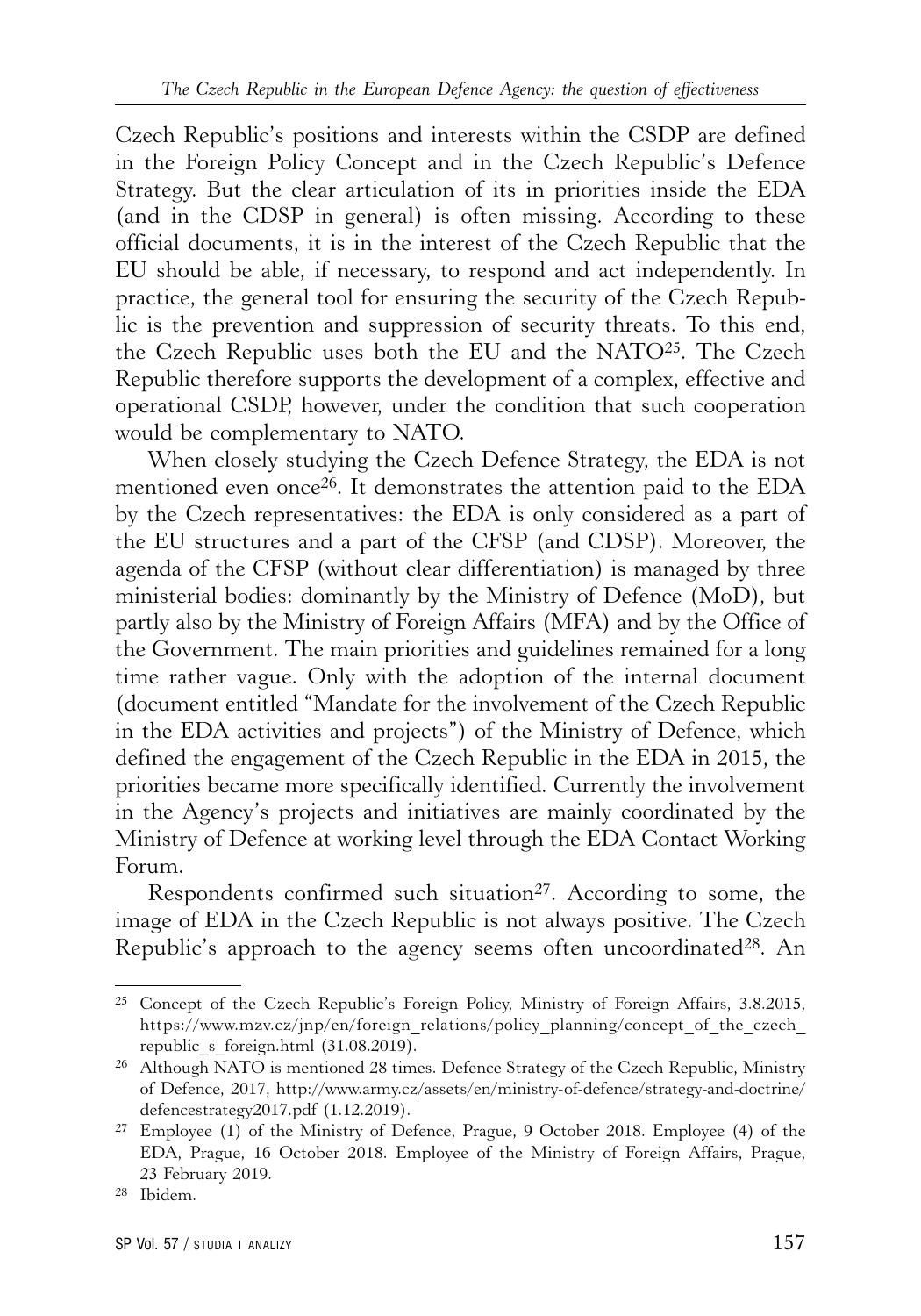Czech Republic's positions and interests within the CSDP are defined in the Foreign Policy Concept and in the Czech Republic's Defence Strategy. But the clear articulation of its in priorities inside the EDA (and in the CDSP in general) is often missing. According to these official documents, it is in the interest of the Czech Republic that the EU should be able, if necessary, to respond and act independently. In practice, the general tool for ensuring the security of the Czech Republic is the prevention and suppression of security threats. To this end, the Czech Republic uses both the EU and the NATO[25]. The Czech Republic therefore supports the development of a complex, effective and operational CSDP, however, under the condition that such cooperation would be complementary to NATO.

When closely studying the Czech Defence Strategy, the EDA is not mentioned even once[26]. It demonstrates the attention paid to the EDA by the Czech representatives: the EDA is only considered as a part of the EU structures and a part of the CFSP (and CDSP). Moreover, the agenda of the CFSP (without clear differentiation) is managed by three ministerial bodies: dominantly by the Ministry of Defence (MoD), but partly also by the Ministry of Foreign Affairs (MFA) and by the Office of the Government. The main priorities and guidelines remained for a long time rather vague. Only with the adoption of the internal document (document entitled "Mandate for the involvement of the Czech Republic in the EDA activities and projects") of the Ministry of Defence, which defined the engagement of the Czech Republic in the EDA in 2015, the priorities became more specifically identified. Currently the involvement in the Agency's projects and initiatives are mainly coordinated by the Ministry of Defence at working level through the EDA Contact Working Forum.

Respondents confirmed such situation[27]. According to some, the image of EDA in the Czech Republic is not always positive. The Czech Republic's approach to the agency seems often uncoordinated[28]. An

---

[25] Concept of the Czech Republic's Foreign Policy, Ministry of Foreign Affairs, 3.8.2015, https://www.mzv.cz/jnp/en/foreign_relations/policy_planning/concept_of_the_czech_republic_s_foreign.html (31.08.2019).

[26] Although NATO is mentioned 28 times. Defence Strategy of the Czech Republic, Ministry of Defence, 2017, http://www.army.cz/assets/en/ministry-of-defence/strategy-and-doctrine/defencestrategy2017.pdf (1.12.2019).

[27] Employee (1) of the Ministry of Defence, Prague, 9 October 2018. Employee (4) of the EDA, Prague, 16 October 2018. Employee of the Ministry of Foreign Affairs, Prague, 23 February 2019.

[28] Ibidem.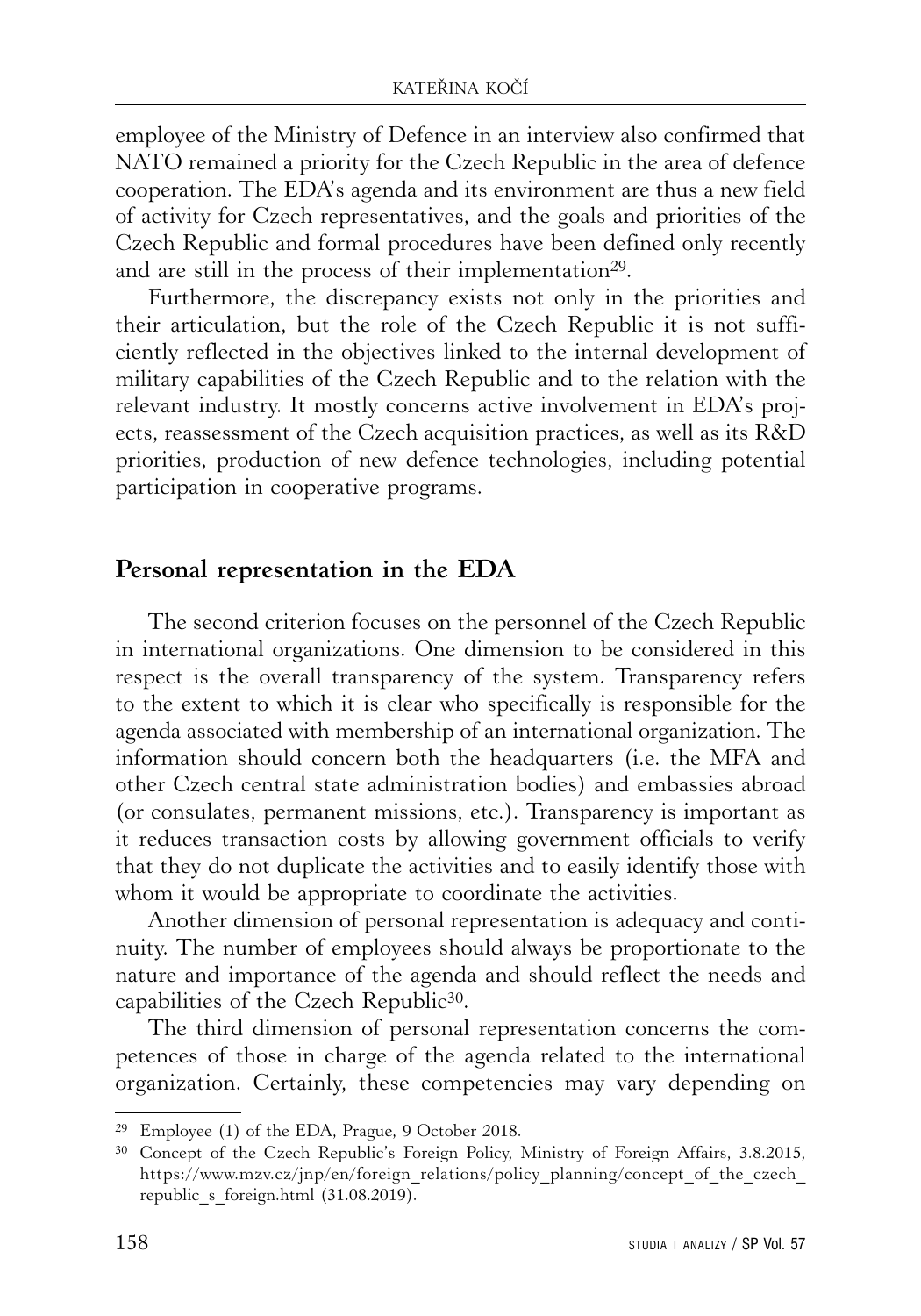employee of the Ministry of Defence in an interview also confirmed that NATO remained a priority for the Czech Republic in the area of defence cooperation. The EDA's agenda and its environment are thus a new field of activity for Czech representatives, and the goals and priorities of the Czech Republic and formal procedures have been defined only recently and are still in the process of their implementation[29].

Furthermore, the discrepancy exists not only in the priorities and their articulation, but the role of the Czech Republic it is not sufficiently reflected in the objectives linked to the internal development of military capabilities of the Czech Republic and to the relation with the relevant industry. It mostly concerns active involvement in EDA's projects, reassessment of the Czech acquisition practices, as well as its R&D priorities, production of new defence technologies, including potential participation in cooperative programs.

## Personal representation in the EDA

The second criterion focuses on the personnel of the Czech Republic in international organizations. One dimension to be considered in this respect is the overall transparency of the system. Transparency refers to the extent to which it is clear who specifically is responsible for the agenda associated with membership of an international organization. The information should concern both the headquarters (i.e. the MFA and other Czech central state administration bodies) and embassies abroad (or consulates, permanent missions, etc.). Transparency is important as it reduces transaction costs by allowing government officials to verify that they do not duplicate the activities and to easily identify those with whom it would be appropriate to coordinate the activities.

Another dimension of personal representation is adequacy and continuity. The number of employees should always be proportionate to the nature and importance of the agenda and should reflect the needs and capabilities of the Czech Republic[30].

The third dimension of personal representation concerns the competences of those in charge of the agenda related to the international organization. Certainly, these competencies may vary depending on

---

[29] Employee (1) of the EDA, Prague, 9 October 2018.

[30] Concept of the Czech Republic's Foreign Policy, Ministry of Foreign Affairs, 3.8.2015, https://www.mzv.cz/jnp/en/foreign_relations/policy_planning/concept_of_the_czech_republic_s_foreign.html (31.08.2019).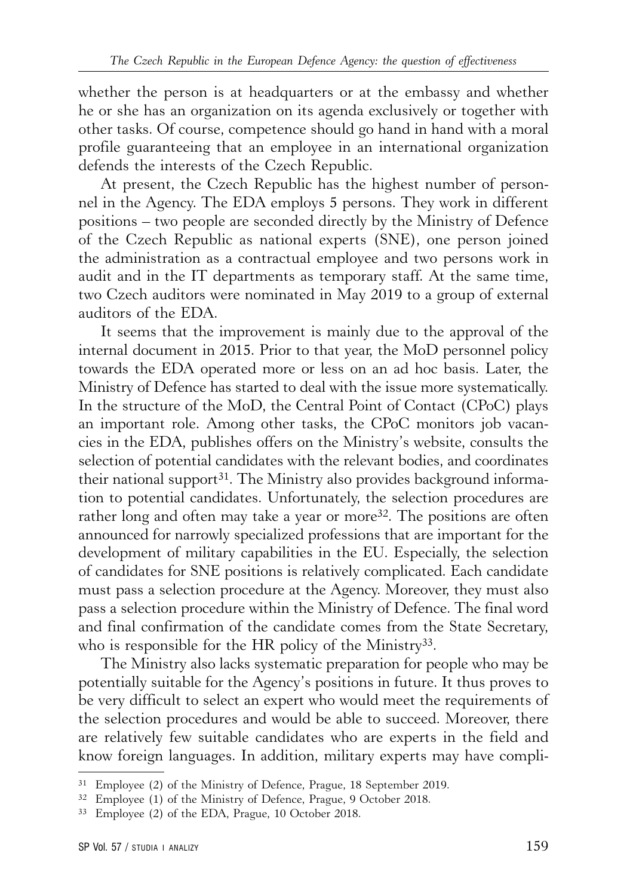whether the person is at headquarters or at the embassy and whether he or she has an organization on its agenda exclusively or together with other tasks. Of course, competence should go hand in hand with a moral profile guaranteeing that an employee in an international organization defends the interests of the Czech Republic.

At present, the Czech Republic has the highest number of personnel in the Agency. The EDA employs 5 persons. They work in different positions – two people are seconded directly by the Ministry of Defence of the Czech Republic as national experts (SNE), one person joined the administration as a contractual employee and two persons work in audit and in the IT departments as temporary staff. At the same time, two Czech auditors were nominated in May 2019 to a group of external auditors of the EDA.

It seems that the improvement is mainly due to the approval of the internal document in 2015. Prior to that year, the MoD personnel policy towards the EDA operated more or less on an ad hoc basis. Later, the Ministry of Defence has started to deal with the issue more systematically. In the structure of the MoD, the Central Point of Contact (CPoC) plays an important role. Among other tasks, the CPoC monitors job vacancies in the EDA, publishes offers on the Ministry's website, consults the selection of potential candidates with the relevant bodies, and coordinates their national support[31]. The Ministry also provides background information to potential candidates. Unfortunately, the selection procedures are rather long and often may take a year or more[32]. The positions are often announced for narrowly specialized professions that are important for the development of military capabilities in the EU. Especially, the selection of candidates for SNE positions is relatively complicated. Each candidate must pass a selection procedure at the Agency. Moreover, they must also pass a selection procedure within the Ministry of Defence. The final word and final confirmation of the candidate comes from the State Secretary, who is responsible for the HR policy of the Ministry[33].

The Ministry also lacks systematic preparation for people who may be potentially suitable for the Agency's positions in future. It thus proves to be very difficult to select an expert who would meet the requirements of the selection procedures and would be able to succeed. Moreover, there are relatively few suitable candidates who are experts in the field and know foreign languages. In addition, military experts may have compli-

---

[31] Employee (2) of the Ministry of Defence, Prague, 18 September 2019.

[32] Employee (1) of the Ministry of Defence, Prague, 9 October 2018.

[33] Employee (2) of the EDA, Prague, 10 October 2018.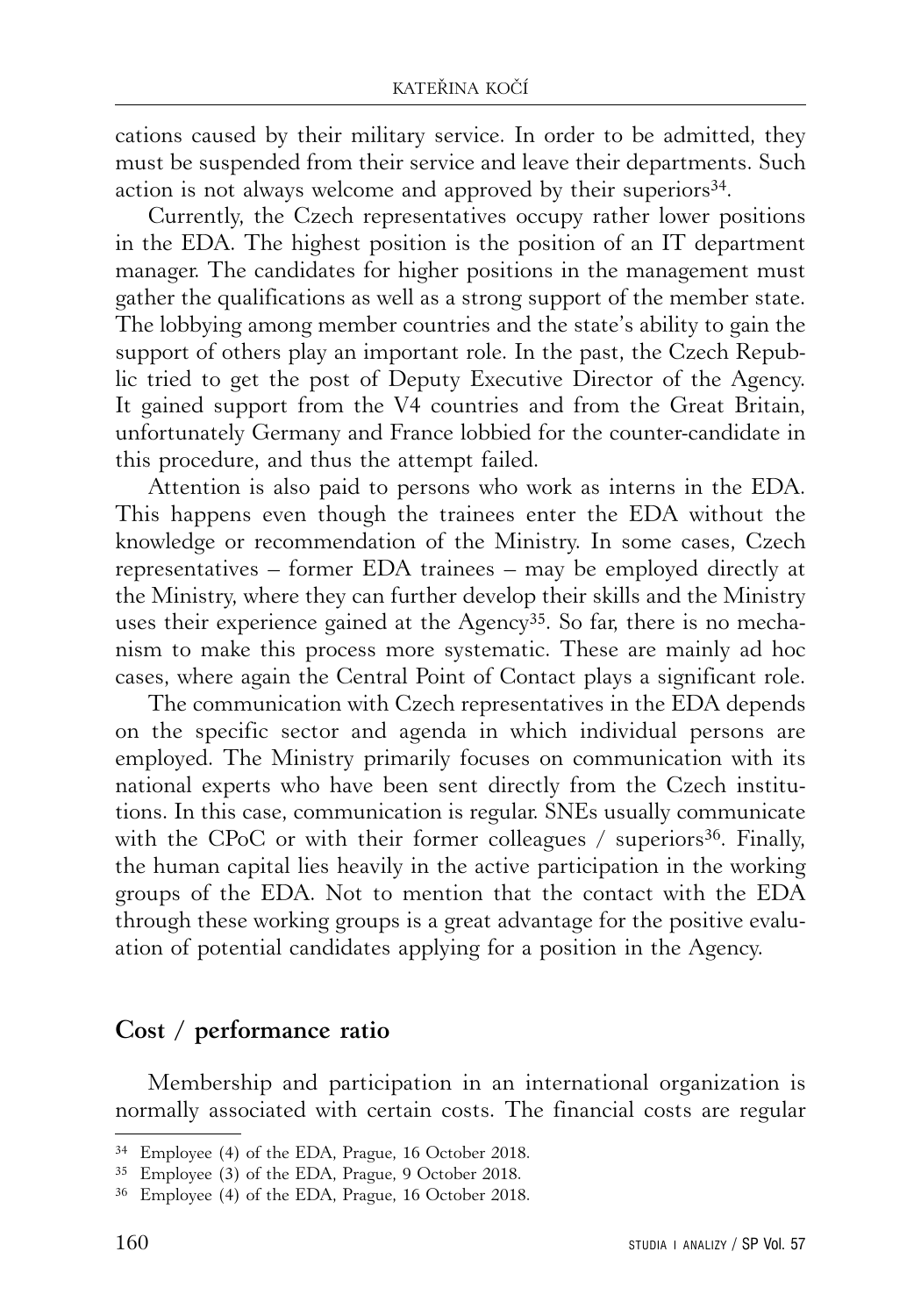cations caused by their military service. In order to be admitted, they must be suspended from their service and leave their departments. Such action is not always welcome and approved by their superiors[34].

Currently, the Czech representatives occupy rather lower positions in the EDA. The highest position is the position of an IT department manager. The candidates for higher positions in the management must gather the qualifications as well as a strong support of the member state. The lobbying among member countries and the state's ability to gain the support of others play an important role. In the past, the Czech Republic tried to get the post of Deputy Executive Director of the Agency. It gained support from the V4 countries and from the Great Britain, unfortunately Germany and France lobbied for the counter-candidate in this procedure, and thus the attempt failed.

Attention is also paid to persons who work as interns in the EDA. This happens even though the trainees enter the EDA without the knowledge or recommendation of the Ministry. In some cases, Czech representatives – former EDA trainees – may be employed directly at the Ministry, where they can further develop their skills and the Ministry uses their experience gained at the Agency[35]. So far, there is no mechanism to make this process more systematic. These are mainly ad hoc cases, where again the Central Point of Contact plays a significant role.

The communication with Czech representatives in the EDA depends on the specific sector and agenda in which individual persons are employed. The Ministry primarily focuses on communication with its national experts who have been sent directly from the Czech institutions. In this case, communication is regular. SNEs usually communicate with the CPoC or with their former colleagues / superiors[36]. Finally, the human capital lies heavily in the active participation in the working groups of the EDA. Not to mention that the contact with the EDA through these working groups is a great advantage for the positive evaluation of potential candidates applying for a position in the Agency.

## Cost / performance ratio

Membership and participation in an international organization is normally associated with certain costs. The financial costs are regular

[34] Employee (4) of the EDA, Prague, 16 October 2018.

[35] Employee (3) of the EDA, Prague, 9 October 2018.

[36] Employee (4) of the EDA, Prague, 16 October 2018.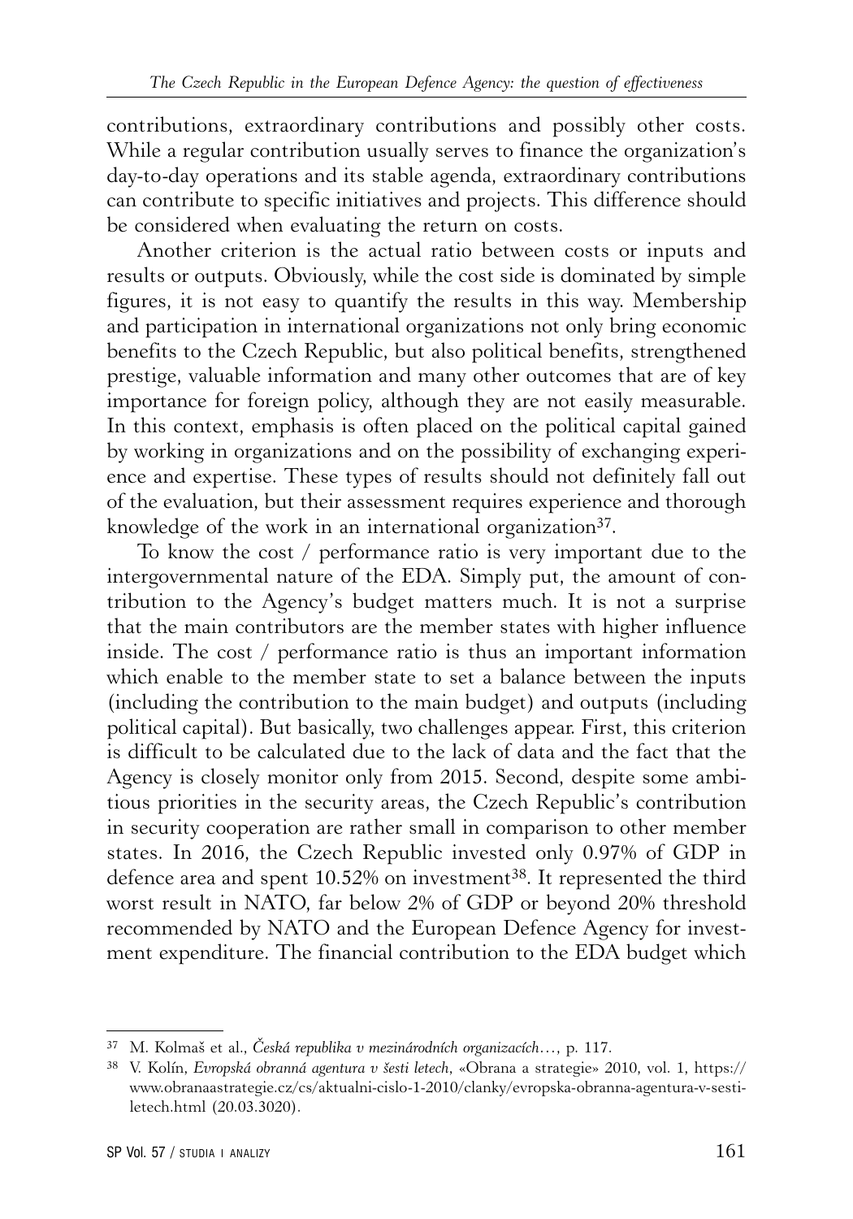contributions, extraordinary contributions and possibly other costs. While a regular contribution usually serves to finance the organization's day-to-day operations and its stable agenda, extraordinary contributions can contribute to specific initiatives and projects. This difference should be considered when evaluating the return on costs.

Another criterion is the actual ratio between costs or inputs and results or outputs. Obviously, while the cost side is dominated by simple figures, it is not easy to quantify the results in this way. Membership and participation in international organizations not only bring economic benefits to the Czech Republic, but also political benefits, strengthened prestige, valuable information and many other outcomes that are of key importance for foreign policy, although they are not easily measurable. In this context, emphasis is often placed on the political capital gained by working in organizations and on the possibility of exchanging experience and expertise. These types of results should not definitely fall out of the evaluation, but their assessment requires experience and thorough knowledge of the work in an international organization[37].

To know the cost / performance ratio is very important due to the intergovernmental nature of the EDA. Simply put, the amount of contribution to the Agency's budget matters much. It is not a surprise that the main contributors are the member states with higher influence inside. The cost / performance ratio is thus an important information which enable to the member state to set a balance between the inputs (including the contribution to the main budget) and outputs (including political capital). But basically, two challenges appear. First, this criterion is difficult to be calculated due to the lack of data and the fact that the Agency is closely monitor only from 2015. Second, despite some ambitious priorities in the security areas, the Czech Republic's contribution in security cooperation are rather small in comparison to other member states. In 2016, the Czech Republic invested only 0.97% of GDP in defence area and spent 10.52% on investment[38]. It represented the third worst result in NATO, far below 2% of GDP or beyond 20% threshold recommended by NATO and the European Defence Agency for investment expenditure. The financial contribution to the EDA budget which

---

[37] M. Kolmaš et al., *Česká republika v mezinárodních organizacích…*, p. 117.

[38] V. Kolín, *Evropská obranná agentura v šesti letech*, «Obrana a strategie» 2010, vol. 1, https://www.obranaastrategie.cz/cs/aktualni-cislo-1-2010/clanky/evropska-obranna-agentura-v-sesti-letech.html (20.03.3020).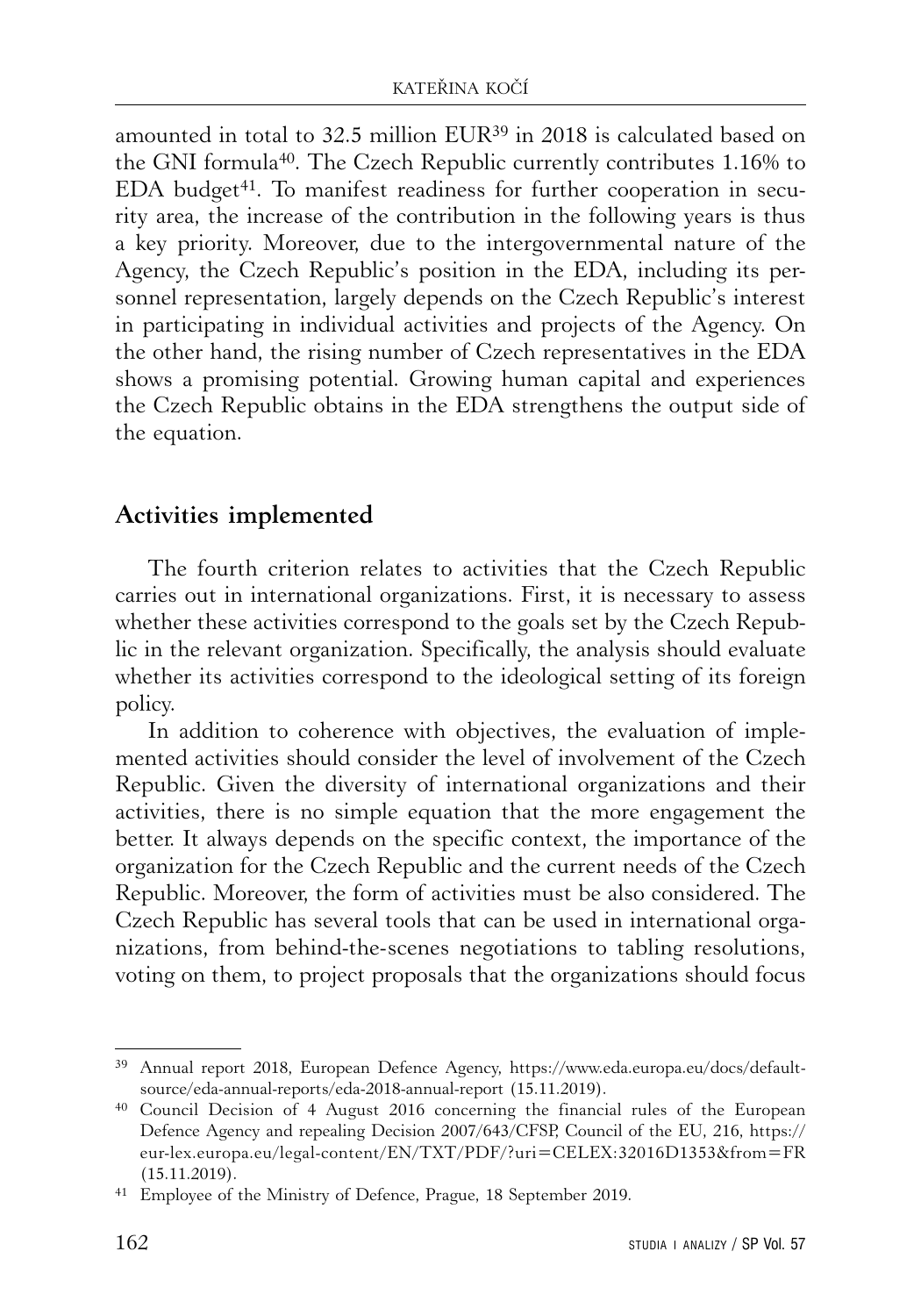amounted in total to 32.5 million EUR[39] in 2018 is calculated based on the GNI formula[40]. The Czech Republic currently contributes 1.16% to EDA budget[41]. To manifest readiness for further cooperation in security area, the increase of the contribution in the following years is thus a key priority. Moreover, due to the intergovernmental nature of the Agency, the Czech Republic's position in the EDA, including its personnel representation, largely depends on the Czech Republic's interest in participating in individual activities and projects of the Agency. On the other hand, the rising number of Czech representatives in the EDA shows a promising potential. Growing human capital and experiences the Czech Republic obtains in the EDA strengthens the output side of the equation.

## Activities implemented

The fourth criterion relates to activities that the Czech Republic carries out in international organizations. First, it is necessary to assess whether these activities correspond to the goals set by the Czech Republic in the relevant organization. Specifically, the analysis should evaluate whether its activities correspond to the ideological setting of its foreign policy.

In addition to coherence with objectives, the evaluation of implemented activities should consider the level of involvement of the Czech Republic. Given the diversity of international organizations and their activities, there is no simple equation that the more engagement the better. It always depends on the specific context, the importance of the organization for the Czech Republic and the current needs of the Czech Republic. Moreover, the form of activities must be also considered. The Czech Republic has several tools that can be used in international organizations, from behind-the-scenes negotiations to tabling resolutions, voting on them, to project proposals that the organizations should focus

---

[39] Annual report 2018, European Defence Agency, https://www.eda.europa.eu/docs/default-source/eda-annual-reports/eda-2018-annual-report (15.11.2019).

[40] Council Decision of 4 August 2016 concerning the financial rules of the European Defence Agency and repealing Decision 2007/643/CFSP, Council of the EU, 216, https://eur-lex.europa.eu/legal-content/EN/TXT/PDF/?uri=CELEX:32016D1353&from=FR (15.11.2019).

[41] Employee of the Ministry of Defence, Prague, 18 September 2019.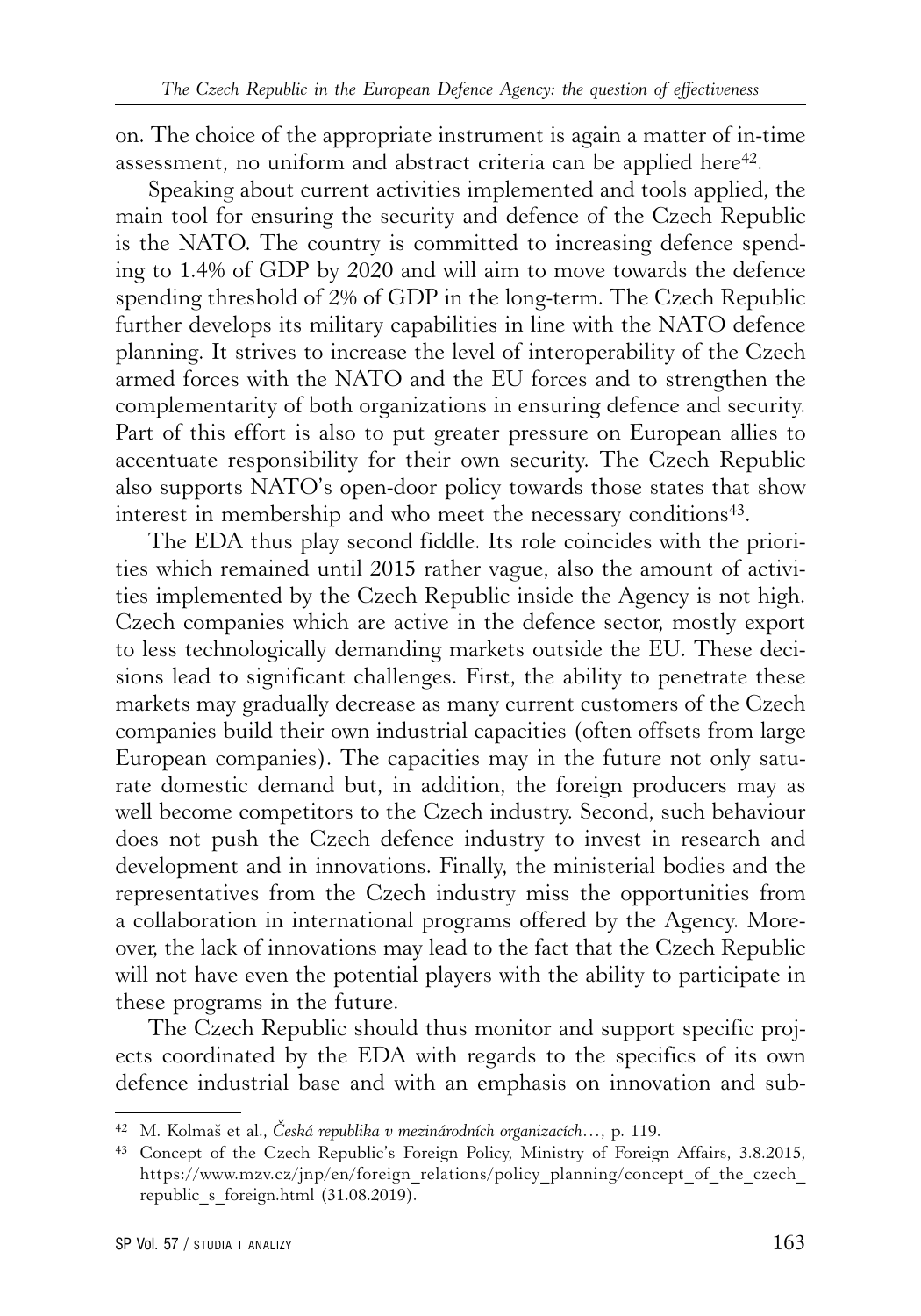on. The choice of the appropriate instrument is again a matter of in-time assessment, no uniform and abstract criteria can be applied here[42].

Speaking about current activities implemented and tools applied, the main tool for ensuring the security and defence of the Czech Republic is the NATO. The country is committed to increasing defence spending to 1.4% of GDP by 2020 and will aim to move towards the defence spending threshold of 2% of GDP in the long-term. The Czech Republic further develops its military capabilities in line with the NATO defence planning. It strives to increase the level of interoperability of the Czech armed forces with the NATO and the EU forces and to strengthen the complementarity of both organizations in ensuring defence and security. Part of this effort is also to put greater pressure on European allies to accentuate responsibility for their own security. The Czech Republic also supports NATO's open-door policy towards those states that show interest in membership and who meet the necessary conditions[43].

The EDA thus play second fiddle. Its role coincides with the priorities which remained until 2015 rather vague, also the amount of activities implemented by the Czech Republic inside the Agency is not high. Czech companies which are active in the defence sector, mostly export to less technologically demanding markets outside the EU. These decisions lead to significant challenges. First, the ability to penetrate these markets may gradually decrease as many current customers of the Czech companies build their own industrial capacities (often offsets from large European companies). The capacities may in the future not only saturate domestic demand but, in addition, the foreign producers may as well become competitors to the Czech industry. Second, such behaviour does not push the Czech defence industry to invest in research and development and in innovations. Finally, the ministerial bodies and the representatives from the Czech industry miss the opportunities from a collaboration in international programs offered by the Agency. Moreover, the lack of innovations may lead to the fact that the Czech Republic will not have even the potential players with the ability to participate in these programs in the future.

The Czech Republic should thus monitor and support specific projects coordinated by the EDA with regards to the specifics of its own defence industrial base and with an emphasis on innovation and sub-

---

[42] M. Kolmaš et al., *Česká republika v mezinárodních organizacích*..., p. 119.

[43] Concept of the Czech Republic's Foreign Policy, Ministry of Foreign Affairs, 3.8.2015, https://www.mzv.cz/jnp/en/foreign_relations/policy_planning/concept_of_the_czech_republic_s_foreign.html (31.08.2019).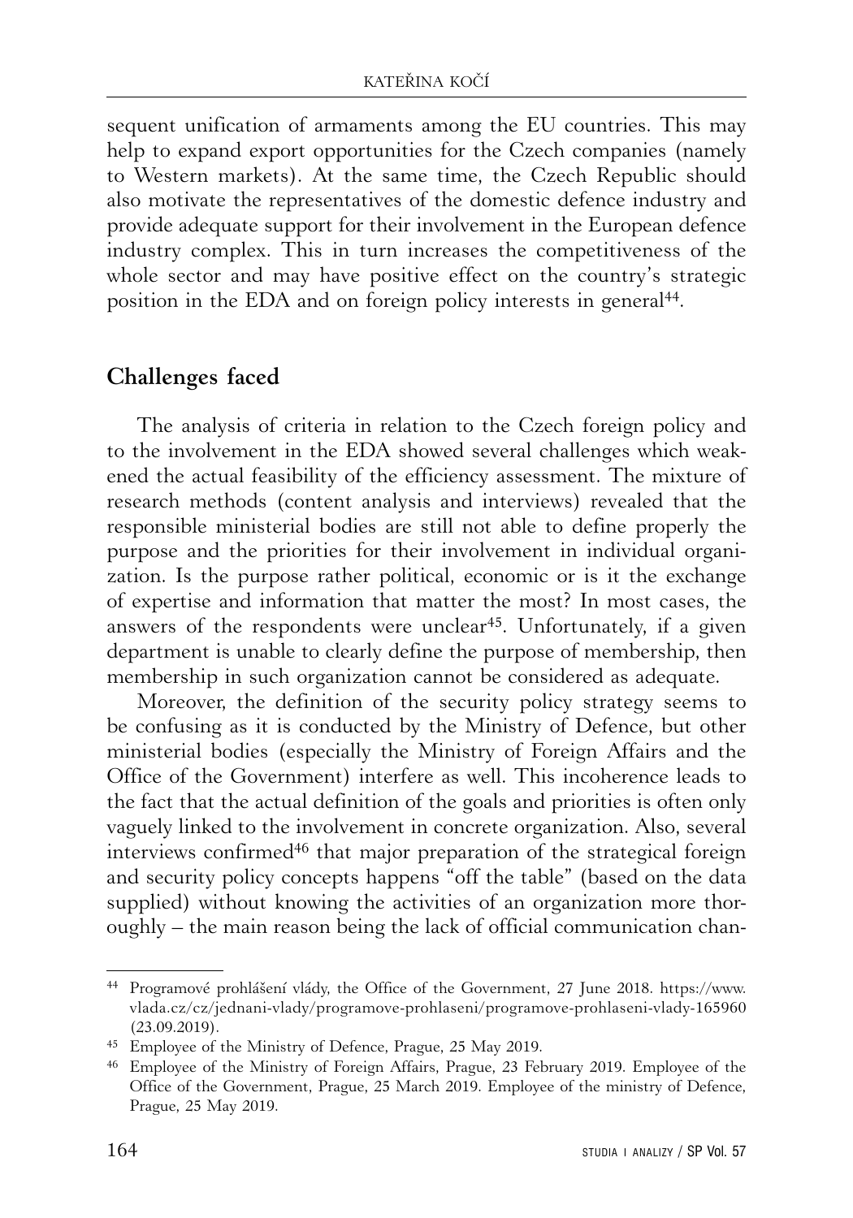sequent unification of armaments among the EU countries. This may help to expand export opportunities for the Czech companies (namely to Western markets). At the same time, the Czech Republic should also motivate the representatives of the domestic defence industry and provide adequate support for their involvement in the European defence industry complex. This in turn increases the competitiveness of the whole sector and may have positive effect on the country's strategic position in the EDA and on foreign policy interests in general[44].

## Challenges faced

The analysis of criteria in relation to the Czech foreign policy and to the involvement in the EDA showed several challenges which weakened the actual feasibility of the efficiency assessment. The mixture of research methods (content analysis and interviews) revealed that the responsible ministerial bodies are still not able to define properly the purpose and the priorities for their involvement in individual organization. Is the purpose rather political, economic or is it the exchange of expertise and information that matter the most? In most cases, the answers of the respondents were unclear[45]. Unfortunately, if a given department is unable to clearly define the purpose of membership, then membership in such organization cannot be considered as adequate.

Moreover, the definition of the security policy strategy seems to be confusing as it is conducted by the Ministry of Defence, but other ministerial bodies (especially the Ministry of Foreign Affairs and the Office of the Government) interfere as well. This incoherence leads to the fact that the actual definition of the goals and priorities is often only vaguely linked to the involvement in concrete organization. Also, several interviews confirmed[46] that major preparation of the strategical foreign and security policy concepts happens "off the table" (based on the data supplied) without knowing the activities of an organization more thoroughly – the main reason being the lack of official communication chan-

---

[44] Programové prohlášení vlády, the Office of the Government, 27 June 2018. https://www.vlada.cz/cz/jednani-vlady/programove-prohlaseni/programove-prohlaseni-vlady-165960 (23.09.2019).

[45] Employee of the Ministry of Defence, Prague, 25 May 2019.

[46] Employee of the Ministry of Foreign Affairs, Prague, 23 February 2019. Employee of the Office of the Government, Prague, 25 March 2019. Employee of the ministry of Defence, Prague, 25 May 2019.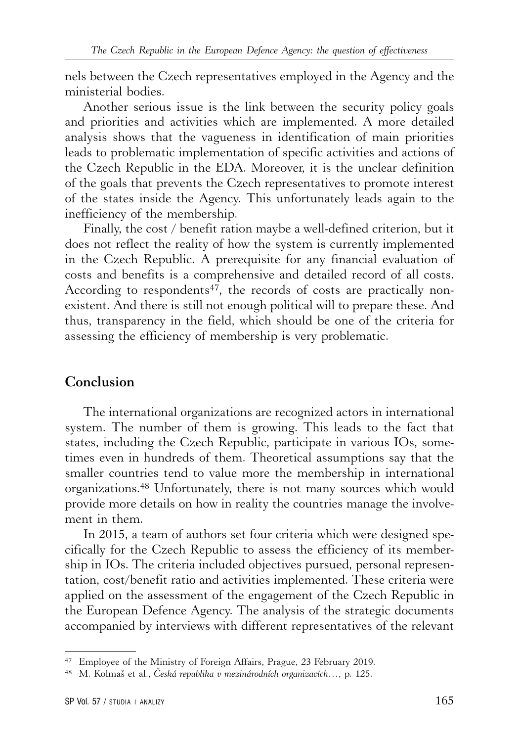nels between the Czech representatives employed in the Agency and the ministerial bodies.

Another serious issue is the link between the security policy goals and priorities and activities which are implemented. A more detailed analysis shows that the vagueness in identification of main priorities leads to problematic implementation of specific activities and actions of the Czech Republic in the EDA. Moreover, it is the unclear definition of the goals that prevents the Czech representatives to promote interest of the states inside the Agency. This unfortunately leads again to the inefficiency of the membership.

Finally, the cost / benefit ration maybe a well-defined criterion, but it does not reflect the reality of how the system is currently implemented in the Czech Republic. A prerequisite for any financial evaluation of costs and benefits is a comprehensive and detailed record of all costs. According to respondents[47], the records of costs are practically non-existent. And there is still not enough political will to prepare these. And thus, transparency in the field, which should be one of the criteria for assessing the efficiency of membership is very problematic.

## Conclusion

The international organizations are recognized actors in international system. The number of them is growing. This leads to the fact that states, including the Czech Republic, participate in various IOs, sometimes even in hundreds of them. Theoretical assumptions say that the smaller countries tend to value more the membership in international organizations.[48] Unfortunately, there is not many sources which would provide more details on how in reality the countries manage the involvement in them.

In 2015, a team of authors set four criteria which were designed specifically for the Czech Republic to assess the efficiency of its membership in IOs. The criteria included objectives pursued, personal representation, cost/benefit ratio and activities implemented. These criteria were applied on the assessment of the engagement of the Czech Republic in the European Defence Agency. The analysis of the strategic documents accompanied by interviews with different representatives of the relevant

---

[47] Employee of the Ministry of Foreign Affairs, Prague, 23 February 2019.

[48] M. Kolmaš et al., *Česká republika v mezinárodních organizacích*…, p. 125.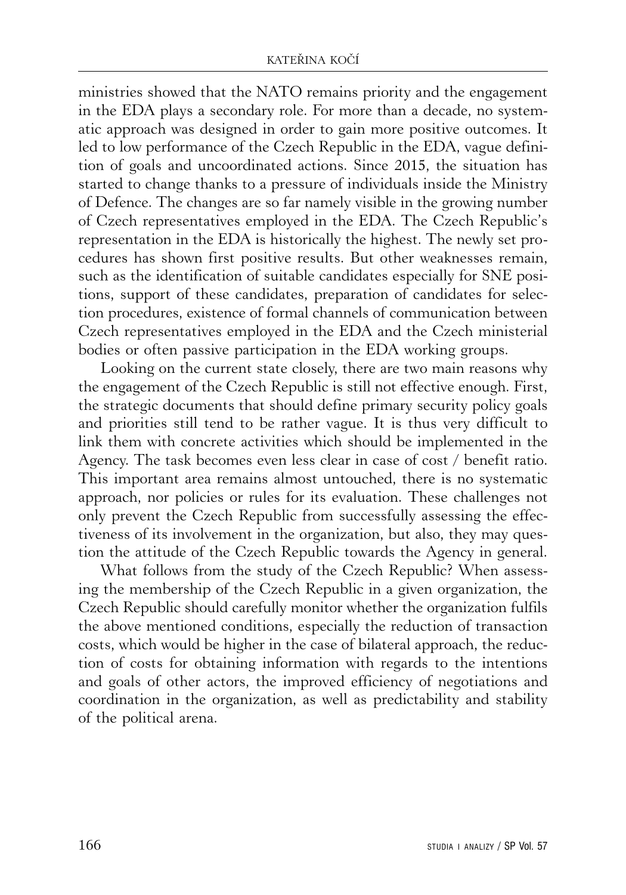ministries showed that the NATO remains priority and the engagement in the EDA plays a secondary role. For more than a decade, no systematic approach was designed in order to gain more positive outcomes. It led to low performance of the Czech Republic in the EDA, vague definition of goals and uncoordinated actions. Since 2015, the situation has started to change thanks to a pressure of individuals inside the Ministry of Defence. The changes are so far namely visible in the growing number of Czech representatives employed in the EDA. The Czech Republic's representation in the EDA is historically the highest. The newly set procedures has shown first positive results. But other weaknesses remain, such as the identification of suitable candidates especially for SNE positions, support of these candidates, preparation of candidates for selection procedures, existence of formal channels of communication between Czech representatives employed in the EDA and the Czech ministerial bodies or often passive participation in the EDA working groups.

Looking on the current state closely, there are two main reasons why the engagement of the Czech Republic is still not effective enough. First, the strategic documents that should define primary security policy goals and priorities still tend to be rather vague. It is thus very difficult to link them with concrete activities which should be implemented in the Agency. The task becomes even less clear in case of cost / benefit ratio. This important area remains almost untouched, there is no systematic approach, nor policies or rules for its evaluation. These challenges not only prevent the Czech Republic from successfully assessing the effectiveness of its involvement in the organization, but also, they may question the attitude of the Czech Republic towards the Agency in general.

What follows from the study of the Czech Republic? When assessing the membership of the Czech Republic in a given organization, the Czech Republic should carefully monitor whether the organization fulfils the above mentioned conditions, especially the reduction of transaction costs, which would be higher in the case of bilateral approach, the reduction of costs for obtaining information with regards to the intentions and goals of other actors, the improved efficiency of negotiations and coordination in the organization, as well as predictability and stability of the political arena.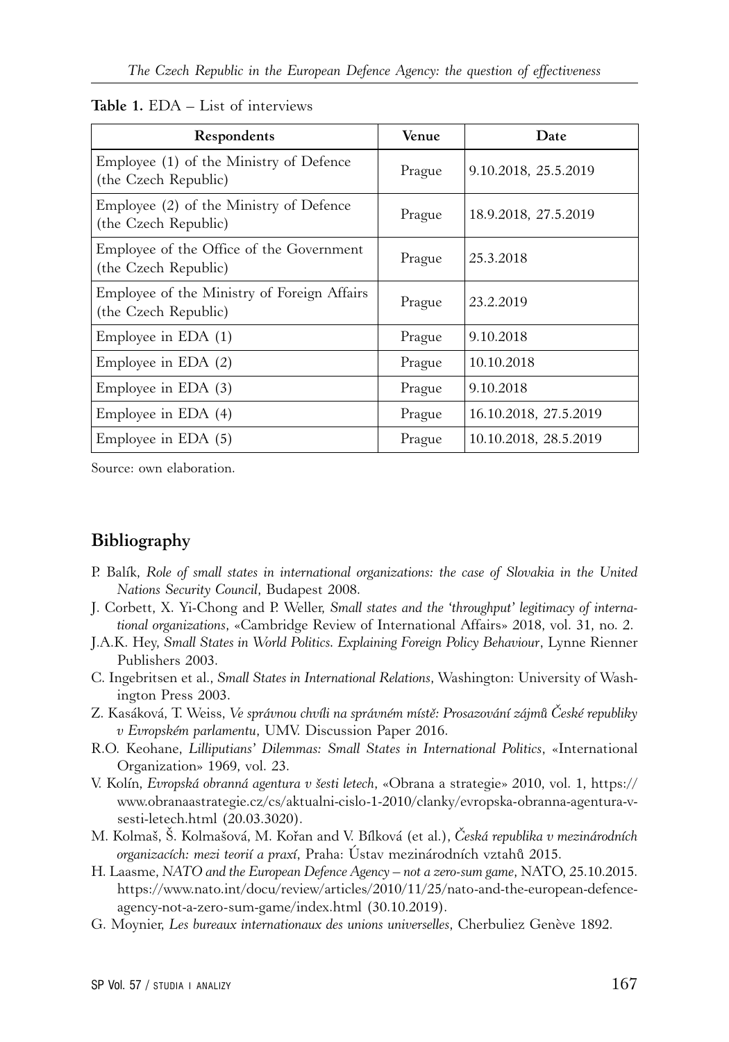**Table 1.** EDA – List of interviews

| Respondents | Venue | Date |
|---|---|---|
| Employee (1) of the Ministry of Defence (the Czech Republic) | Prague | 9.10.2018, 25.5.2019 |
| Employee (2) of the Ministry of Defence (the Czech Republic) | Prague | 18.9.2018, 27.5.2019 |
| Employee of the Office of the Government (the Czech Republic) | Prague | 25.3.2018 |
| Employee of the Ministry of Foreign Affairs (the Czech Republic) | Prague | 23.2.2019 |
| Employee in EDA (1) | Prague | 9.10.2018 |
| Employee in EDA (2) | Prague | 10.10.2018 |
| Employee in EDA (3) | Prague | 9.10.2018 |
| Employee in EDA (4) | Prague | 16.10.2018, 27.5.2019 |
| Employee in EDA (5) | Prague | 10.10.2018, 28.5.2019 |

Source: own elaboration.

## Bibliography

- P. Balík, *Role of small states in international organizations: the case of Slovakia in the United Nations Security Council*, Budapest 2008.
- J. Corbett, X. Yi-Chong and P. Weller, *Small states and the 'throughput' legitimacy of international organizations*, «Cambridge Review of International Affairs» 2018, vol. 31, no. 2.
- J.A.K. Hey, *Small States in World Politics. Explaining Foreign Policy Behaviour*, Lynne Rienner Publishers 2003.
- C. Ingebritsen et al., *Small States in International Relations*, Washington: University of Washington Press 2003.
- Z. Kasáková, T. Weiss, *Ve správnou chvíli na správném místě: Prosazování zájmů České republiky v Evropském parlamentu*, UMV. Discussion Paper 2016.
- R.O. Keohane, *Lilliputians' Dilemmas: Small States in International Politics*, «International Organization» 1969, vol. 23.
- V. Kolín, *Evropská obranná agentura v šesti letech*, «Obrana a strategie» 2010, vol. 1, https://www.obranaastrategie.cz/cs/aktualni-cislo-1-2010/clanky/evropska-obranna-agentura-v-sesti-letech.html (20.03.3020).
- M. Kolmaš, Š. Kolmašová, M. Kořan and V. Bílková (et al.), *Česká republika v mezinárodních organizacích: mezi teorií a praxí*, Praha: Ústav mezinárodních vztahů 2015.
- H. Laasme, *NATO and the European Defence Agency – not a zero-sum game*, NATO, 25.10.2015. https://www.nato.int/docu/review/articles/2010/11/25/nato-and-the-european-defence-agency-not-a-zero-sum-game/index.html (30.10.2019).
- G. Moynier, *Les bureaux internationaux des unions universelles*, Cherbuliez Genève 1892.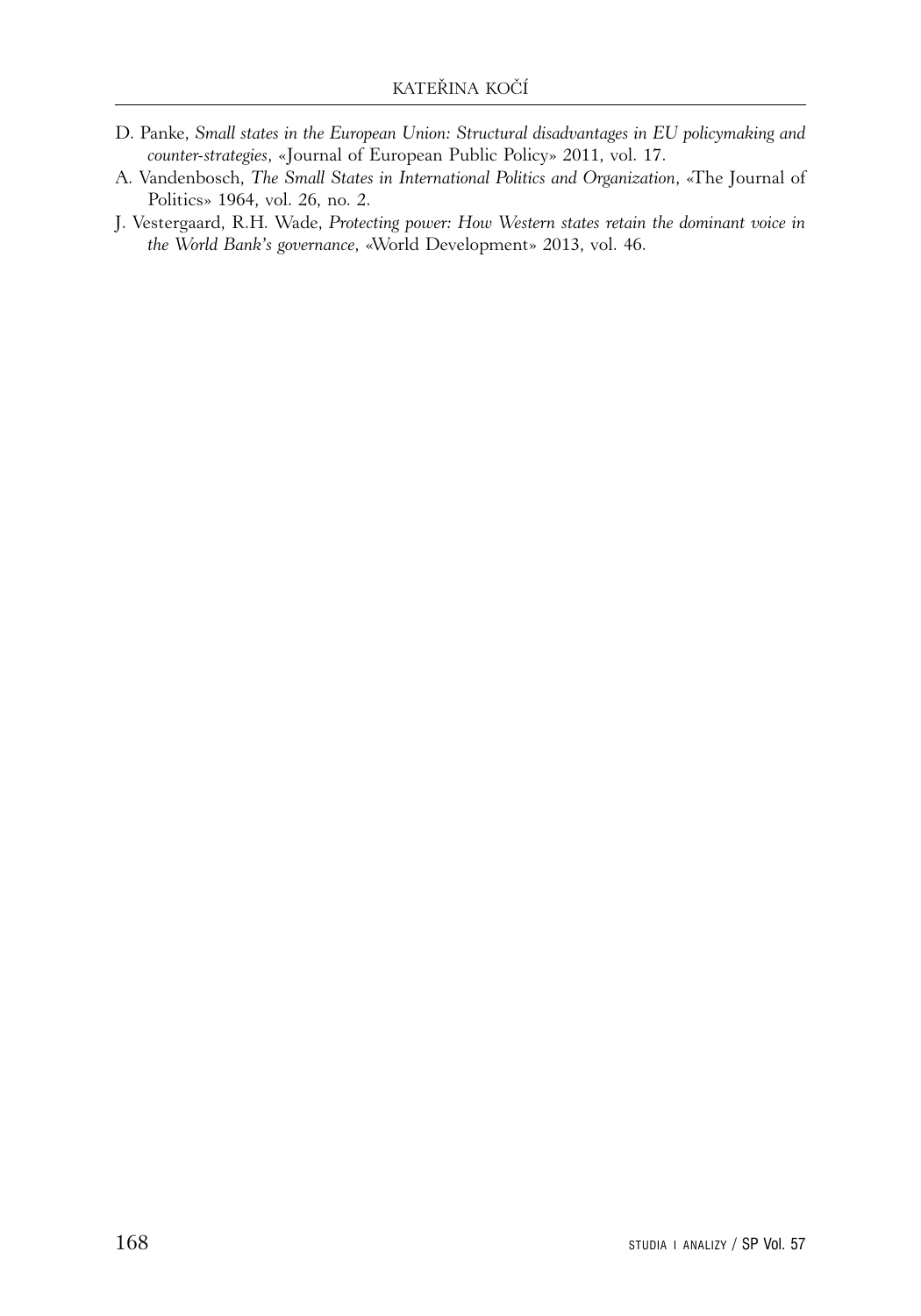D. Panke, *Small states in the European Union: Structural disadvantages in EU policymaking and counter-strategies*, «Journal of European Public Policy» 2011, vol. 17.

A. Vandenbosch, *The Small States in International Politics and Organization*, «The Journal of Politics» 1964, vol. 26, no. 2.

J. Vestergaard, R.H. Wade, *Protecting power: How Western states retain the dominant voice in the World Bank's governance*, «World Development» 2013, vol. 46.